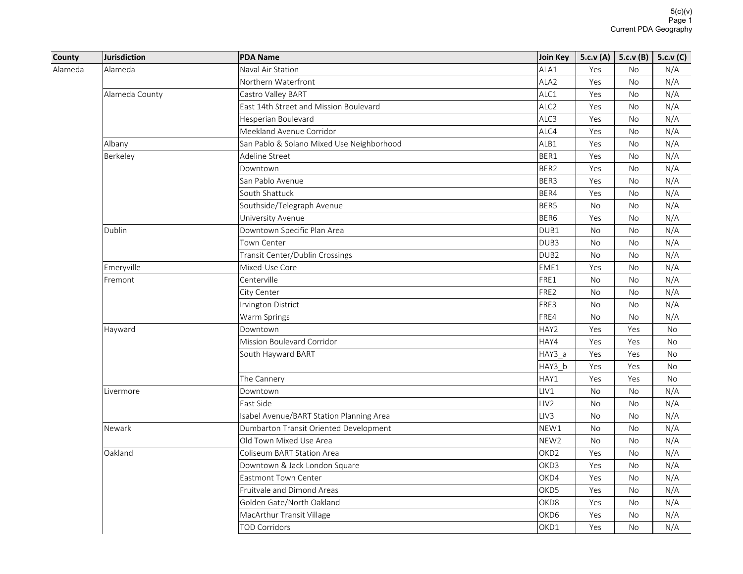5(c)(v)
Current PDA Geography

| County | Jurisdiction | PDA Name | Join Key | 5.c.v (A) | 5.c.v (B) | 5.c.v (C) |
|---|---|---|---|---|---|---|
| Alameda | Alameda | Naval Air Station | ALA1 | Yes | No | N/A |
| | | Northern Waterfront | ALA2 | Yes | No | N/A |
| | Alameda County | Castro Valley BART | ALC1 | Yes | No | N/A |
| | | East 14th Street and Mission Boulevard | ALC2 | Yes | No | N/A |
| | | Hesperian Boulevard | ALC3 | Yes | No | N/A |
| | | Meekland Avenue Corridor | ALC4 | Yes | No | N/A |
| | Albany | San Pablo & Solano Mixed Use Neighborhood | ALB1 | Yes | No | N/A |
| | Berkeley | Adeline Street | BER1 | Yes | No | N/A |
| | | Downtown | BER2 | Yes | No | N/A |
| | | San Pablo Avenue | BER3 | Yes | No | N/A |
| | | South Shattuck | BER4 | Yes | No | N/A |
| | | Southside/Telegraph Avenue | BER5 | No | No | N/A |
| | | University Avenue | BER6 | Yes | No | N/A |
| | Dublin | Downtown Specific Plan Area | DUB1 | No | No | N/A |
| | | Town Center | DUB3 | No | No | N/A |
| | | Transit Center/Dublin Crossings | DUB2 | No | No | N/A |
| | Emeryville | Mixed-Use Core | EME1 | Yes | No | N/A |
| | Fremont | Centerville | FRE1 | No | No | N/A |
| | | City Center | FRE2 | No | No | N/A |
| | | Irvington District | FRE3 | No | No | N/A |
| | | Warm Springs | FRE4 | No | No | N/A |
| | Hayward | Downtown | HAY2 | Yes | Yes | No |
| | | Mission Boulevard Corridor | HAY4 | Yes | Yes | No |
| | | South Hayward BART | HAY3_a | Yes | Yes | No |
| | | | HAY3_b | Yes | Yes | No |
| | | The Cannery | HAY1 | Yes | Yes | No |
| | Livermore | Downtown | LIV1 | No | No | N/A |
| | | East Side | LIV2 | No | No | N/A |
| | | Isabel Avenue/BART Station Planning Area | LIV3 | No | No | N/A |
| | Newark | Dumbarton Transit Oriented Development | NEW1 | No | No | N/A |
| | | Old Town Mixed Use Area | NEW2 | No | No | N/A |
| | Oakland | Coliseum BART Station Area | OKD2 | Yes | No | N/A |
| | | Downtown & Jack London Square | OKD3 | Yes | No | N/A |
| | | Eastmont Town Center | OKD4 | Yes | No | N/A |
| | | Fruitvale and Dimond Areas | OKD5 | Yes | No | N/A |
| | | Golden Gate/North Oakland | OKD8 | Yes | No | N/A |
| | | MacArthur Transit Village | OKD6 | Yes | No | N/A |
| | | TOD Corridors | OKD1 | Yes | No | N/A |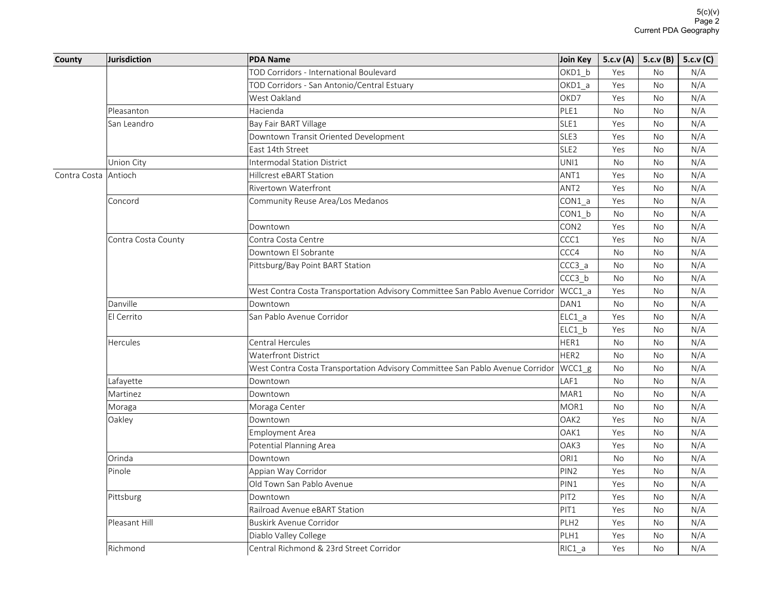| County | Jurisdiction | PDA Name | Join Key | 5.c.v (A) | 5.c.v (B) | 5.c.v (C) |
|---|---|---|---|---|---|---|
| | | TOD Corridors - International Boulevard | OKD1_b | Yes | No | N/A |
| | | TOD Corridors - San Antonio/Central Estuary | OKD1_a | Yes | No | N/A |
| | | West Oakland | OKD7 | Yes | No | N/A |
| | Pleasanton | Hacienda | PLE1 | No | No | N/A |
| | San Leandro | Bay Fair BART Village | SLE1 | Yes | No | N/A |
| | | Downtown Transit Oriented Development | SLE3 | Yes | No | N/A |
| | | East 14th Street | SLE2 | Yes | No | N/A |
| | Union City | Intermodal Station District | UNI1 | No | No | N/A |
| Contra Costa | Antioch | Hillcrest eBART Station | ANT1 | Yes | No | N/A |
| | | Rivertown Waterfront | ANT2 | Yes | No | N/A |
| | Concord | Community Reuse Area/Los Medanos | CON1_a | Yes | No | N/A |
| | | | CON1_b | No | No | N/A |
| | | Downtown | CON2 | Yes | No | N/A |
| | Contra Costa County | Contra Costa Centre | CCC1 | Yes | No | N/A |
| | | Downtown El Sobrante | CCC4 | No | No | N/A |
| | | Pittsburg/Bay Point BART Station | CCC3_a | No | No | N/A |
| | | | CCC3_b | No | No | N/A |
| | | West Contra Costa Transportation Advisory Committee San Pablo Avenue Corridor | WCC1_a | Yes | No | N/A |
| | Danville | Downtown | DAN1 | No | No | N/A |
| | El Cerrito | San Pablo Avenue Corridor | ELC1_a | Yes | No | N/A |
| | | | ELC1_b | Yes | No | N/A |
| | Hercules | Central Hercules | HER1 | No | No | N/A |
| | | Waterfront District | HER2 | No | No | N/A |
| | | West Contra Costa Transportation Advisory Committee San Pablo Avenue Corridor | WCC1_g | No | No | N/A |
| | Lafayette | Downtown | LAF1 | No | No | N/A |
| | Martinez | Downtown | MAR1 | No | No | N/A |
| | Moraga | Moraga Center | MOR1 | No | No | N/A |
| | Oakley | Downtown | OAK2 | Yes | No | N/A |
| | | Employment Area | OAK1 | Yes | No | N/A |
| | | Potential Planning Area | OAK3 | Yes | No | N/A |
| | Orinda | Downtown | ORI1 | No | No | N/A |
| | Pinole | Appian Way Corridor | PIN2 | Yes | No | N/A |
| | | Old Town San Pablo Avenue | PIN1 | Yes | No | N/A |
| | Pittsburg | Downtown | PIT2 | Yes | No | N/A |
| | | Railroad Avenue eBART Station | PIT1 | Yes | No | N/A |
| | Pleasant Hill | Buskirk Avenue Corridor | PLH2 | Yes | No | N/A |
| | | Diablo Valley College | PLH1 | Yes | No | N/A |
| | Richmond | Central Richmond & 23rd Street Corridor | RIC1_a | Yes | No | N/A |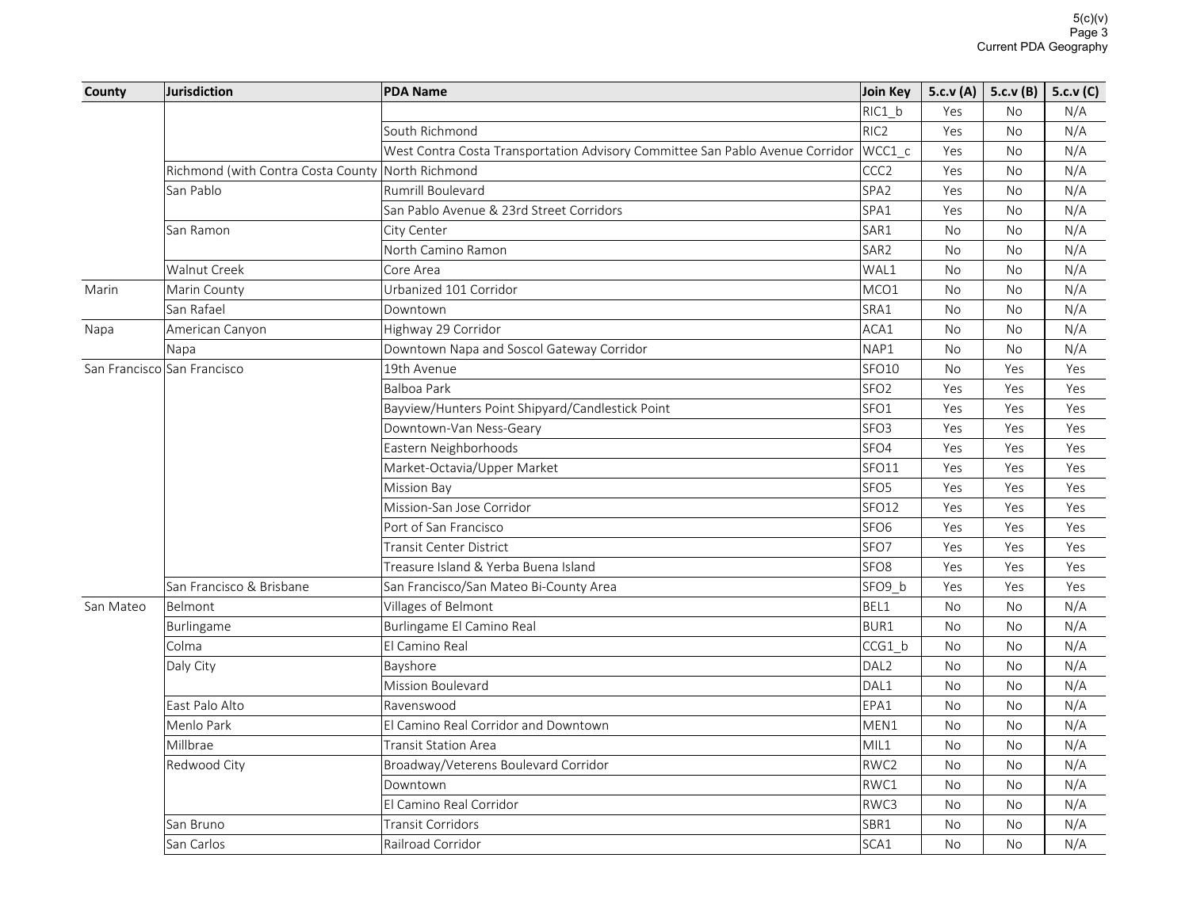| County | Jurisdiction | PDA Name | Join Key | 5.c.v (A) | 5.c.v (B) | 5.c.v (C) |
|---|---|---|---|---|---|---|
| | | | RIC1_b | Yes | No | N/A |
| | | South Richmond | RIC2 | Yes | No | N/A |
| | | West Contra Costa Transportation Advisory Committee San Pablo Avenue Corridor | WCC1_c | Yes | No | N/A |
| | Richmond (with Contra Costa County | North Richmond | CCC2 | Yes | No | N/A |
| | San Pablo | Rumrill Boulevard | SPA2 | Yes | No | N/A |
| | | San Pablo Avenue & 23rd Street Corridors | SPA1 | Yes | No | N/A |
| | San Ramon | City Center | SAR1 | No | No | N/A |
| | | North Camino Ramon | SAR2 | No | No | N/A |
| | Walnut Creek | Core Area | WAL1 | No | No | N/A |
| Marin | Marin County | Urbanized 101 Corridor | MCO1 | No | No | N/A |
| | San Rafael | Downtown | SRA1 | No | No | N/A |
| Napa | American Canyon | Highway 29 Corridor | ACA1 | No | No | N/A |
| | Napa | Downtown Napa and Soscol Gateway Corridor | NAP1 | No | No | N/A |
| San Francisco | San Francisco | 19th Avenue | SFO10 | No | Yes | Yes |
| | | Balboa Park | SFO2 | Yes | Yes | Yes |
| | | Bayview/Hunters Point Shipyard/Candlestick Point | SFO1 | Yes | Yes | Yes |
| | | Downtown-Van Ness-Geary | SFO3 | Yes | Yes | Yes |
| | | Eastern Neighborhoods | SFO4 | Yes | Yes | Yes |
| | | Market-Octavia/Upper Market | SFO11 | Yes | Yes | Yes |
| | | Mission Bay | SFO5 | Yes | Yes | Yes |
| | | Mission-San Jose Corridor | SFO12 | Yes | Yes | Yes |
| | | Port of San Francisco | SFO6 | Yes | Yes | Yes |
| | | Transit Center District | SFO7 | Yes | Yes | Yes |
| | | Treasure Island & Yerba Buena Island | SFO8 | Yes | Yes | Yes |
| | San Francisco & Brisbane | San Francisco/San Mateo Bi-County Area | SFO9_b | Yes | Yes | Yes |
| San Mateo | Belmont | Villages of Belmont | BEL1 | No | No | N/A |
| | Burlingame | Burlingame El Camino Real | BUR1 | No | No | N/A |
| | Colma | El Camino Real | CCG1_b | No | No | N/A |
| | Daly City | Bayshore | DAL2 | No | No | N/A |
| | | Mission Boulevard | DAL1 | No | No | N/A |
| | East Palo Alto | Ravenswood | EPA1 | No | No | N/A |
| | Menlo Park | El Camino Real Corridor and Downtown | MEN1 | No | No | N/A |
| | Millbrae | Transit Station Area | MIL1 | No | No | N/A |
| | Redwood City | Broadway/Veterens Boulevard Corridor | RWC2 | No | No | N/A |
| | | Downtown | RWC1 | No | No | N/A |
| | | El Camino Real Corridor | RWC3 | No | No | N/A |
| | San Bruno | Transit Corridors | SBR1 | No | No | N/A |
| | San Carlos | Railroad Corridor | SCA1 | No | No | N/A |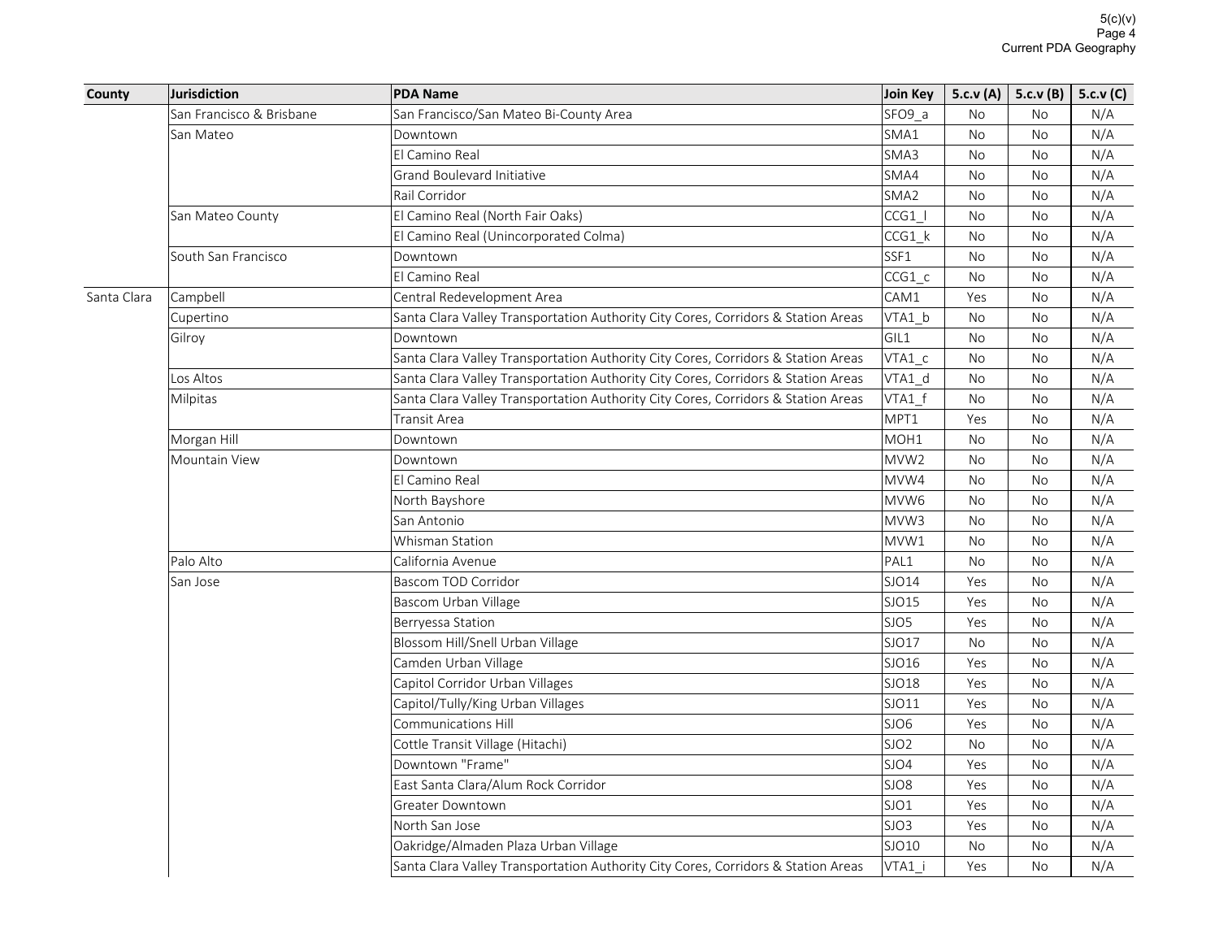| County | Jurisdiction | PDA Name | Join Key | 5.c.v (A) | 5.c.v (B) | 5.c.v (C) |
|---|---|---|---|---|---|---|
| | San Francisco & Brisbane | San Francisco/San Mateo Bi-County Area | SFO9_a | No | No | N/A |
| | San Mateo | Downtown | SMA1 | No | No | N/A |
| | | El Camino Real | SMA3 | No | No | N/A |
| | | Grand Boulevard Initiative | SMA4 | No | No | N/A |
| | | Rail Corridor | SMA2 | No | No | N/A |
| | San Mateo County | El Camino Real (North Fair Oaks) | CCG1_l | No | No | N/A |
| | | El Camino Real (Unincorporated Colma) | CCG1_k | No | No | N/A |
| | South San Francisco | Downtown | SSF1 | No | No | N/A |
| | | El Camino Real | CCG1_c | No | No | N/A |
| Santa Clara | Campbell | Central Redevelopment Area | CAM1 | Yes | No | N/A |
| | Cupertino | Santa Clara Valley Transportation Authority City Cores, Corridors & Station Areas | VTA1_b | No | No | N/A |
| | Gilroy | Downtown | GIL1 | No | No | N/A |
| | | Santa Clara Valley Transportation Authority City Cores, Corridors & Station Areas | VTA1_c | No | No | N/A |
| | Los Altos | Santa Clara Valley Transportation Authority City Cores, Corridors & Station Areas | VTA1_d | No | No | N/A |
| | Milpitas | Santa Clara Valley Transportation Authority City Cores, Corridors & Station Areas | VTA1_f | No | No | N/A |
| | | Transit Area | MPT1 | Yes | No | N/A |
| | Morgan Hill | Downtown | MOH1 | No | No | N/A |
| | Mountain View | Downtown | MVW2 | No | No | N/A |
| | | El Camino Real | MVW4 | No | No | N/A |
| | | North Bayshore | MVW6 | No | No | N/A |
| | | San Antonio | MVW3 | No | No | N/A |
| | | Whisman Station | MVW1 | No | No | N/A |
| | Palo Alto | California Avenue | PAL1 | No | No | N/A |
| | San Jose | Bascom TOD Corridor | SJO14 | Yes | No | N/A |
| | | Bascom Urban Village | SJO15 | Yes | No | N/A |
| | | Berryessa Station | SJO5 | Yes | No | N/A |
| | | Blossom Hill/Snell Urban Village | SJO17 | No | No | N/A |
| | | Camden Urban Village | SJO16 | Yes | No | N/A |
| | | Capitol Corridor Urban Villages | SJO18 | Yes | No | N/A |
| | | Capitol/Tully/King Urban Villages | SJO11 | Yes | No | N/A |
| | | Communications Hill | SJO6 | Yes | No | N/A |
| | | Cottle Transit Village (Hitachi) | SJO2 | No | No | N/A |
| | | Downtown "Frame" | SJO4 | Yes | No | N/A |
| | | East Santa Clara/Alum Rock Corridor | SJO8 | Yes | No | N/A |
| | | Greater Downtown | SJO1 | Yes | No | N/A |
| | | North San Jose | SJO3 | Yes | No | N/A |
| | | Oakridge/Almaden Plaza Urban Village | SJO10 | No | No | N/A |
| | | Santa Clara Valley Transportation Authority City Cores, Corridors & Station Areas | VTA1_i | Yes | No | N/A |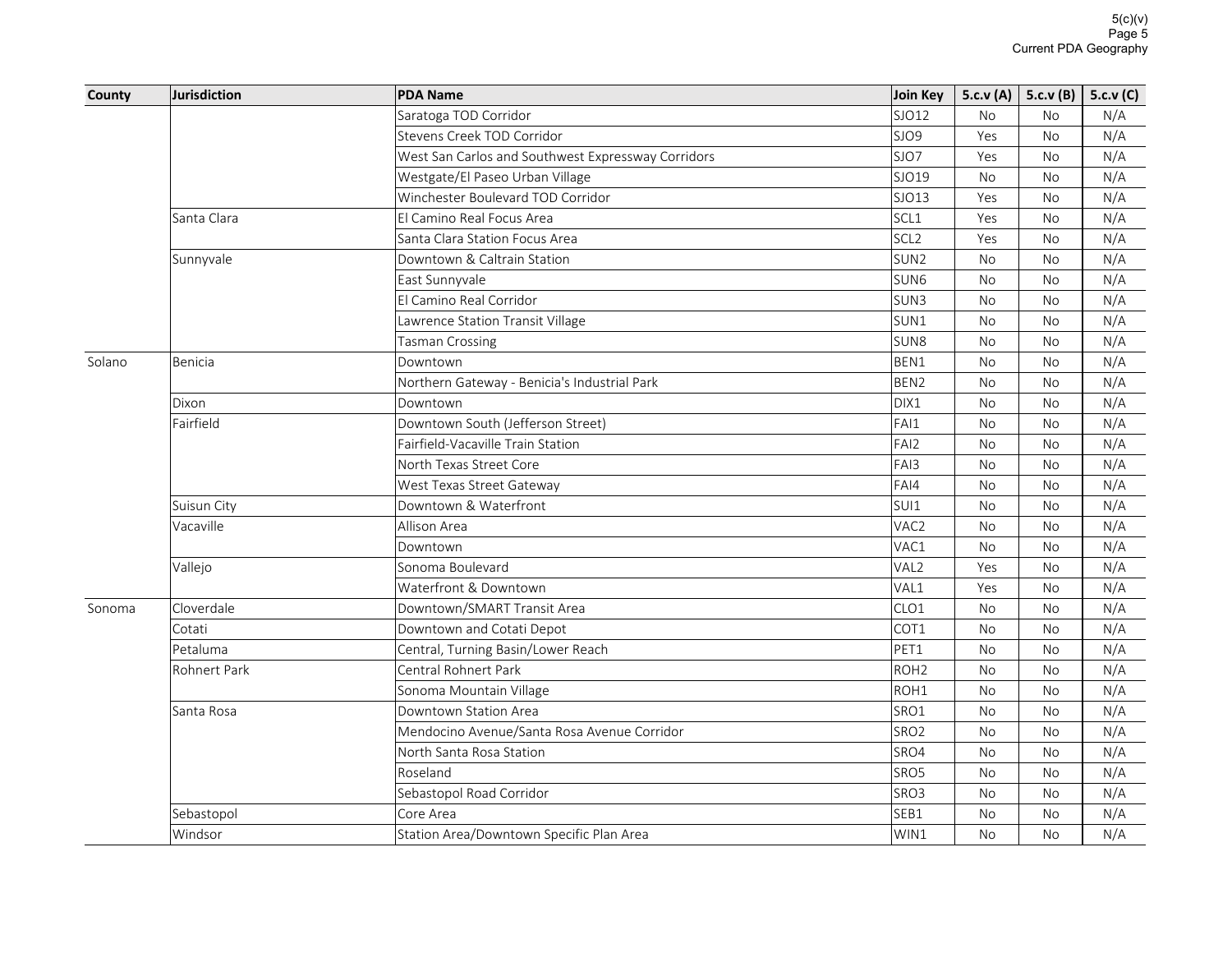| County | Jurisdiction | PDA Name | Join Key | 5.c.v (A) | 5.c.v (B) | 5.c.v (C) |
|---|---|---|---|---|---|---|
| | | Saratoga TOD Corridor | SJO12 | No | No | N/A |
| | | Stevens Creek TOD Corridor | SJO9 | Yes | No | N/A |
| | | West San Carlos and Southwest Expressway Corridors | SJO7 | Yes | No | N/A |
| | | Westgate/El Paseo Urban Village | SJO19 | No | No | N/A |
| | | Winchester Boulevard TOD Corridor | SJO13 | Yes | No | N/A |
| | Santa Clara | El Camino Real Focus Area | SCL1 | Yes | No | N/A |
| | | Santa Clara Station Focus Area | SCL2 | Yes | No | N/A |
| | Sunnyvale | Downtown & Caltrain Station | SUN2 | No | No | N/A |
| | | East Sunnyvale | SUN6 | No | No | N/A |
| | | El Camino Real Corridor | SUN3 | No | No | N/A |
| | | Lawrence Station Transit Village | SUN1 | No | No | N/A |
| | | Tasman Crossing | SUN8 | No | No | N/A |
| Solano | Benicia | Downtown | BEN1 | No | No | N/A |
| | | Northern Gateway - Benicia's Industrial Park | BEN2 | No | No | N/A |
| | Dixon | Downtown | DIX1 | No | No | N/A |
| | Fairfield | Downtown South (Jefferson Street) | FAI1 | No | No | N/A |
| | | Fairfield-Vacaville Train Station | FAI2 | No | No | N/A |
| | | North Texas Street Core | FAI3 | No | No | N/A |
| | | West Texas Street Gateway | FAI4 | No | No | N/A |
| | Suisun City | Downtown & Waterfront | SUI1 | No | No | N/A |
| | Vacaville | Allison Area | VAC2 | No | No | N/A |
| | | Downtown | VAC1 | No | No | N/A |
| | Vallejo | Sonoma Boulevard | VAL2 | Yes | No | N/A |
| | | Waterfront & Downtown | VAL1 | Yes | No | N/A |
| Sonoma | Cloverdale | Downtown/SMART Transit Area | CLO1 | No | No | N/A |
| | Cotati | Downtown and Cotati Depot | COT1 | No | No | N/A |
| | Petaluma | Central, Turning Basin/Lower Reach | PET1 | No | No | N/A |
| | Rohnert Park | Central Rohnert Park | ROH2 | No | No | N/A |
| | | Sonoma Mountain Village | ROH1 | No | No | N/A |
| | Santa Rosa | Downtown Station Area | SRO1 | No | No | N/A |
| | | Mendocino Avenue/Santa Rosa Avenue Corridor | SRO2 | No | No | N/A |
| | | North Santa Rosa Station | SRO4 | No | No | N/A |
| | | Roseland | SRO5 | No | No | N/A |
| | | Sebastopol Road Corridor | SRO3 | No | No | N/A |
| | Sebastopol | Core Area | SEB1 | No | No | N/A |
| | Windsor | Station Area/Downtown Specific Plan Area | WIN1 | No | No | N/A |